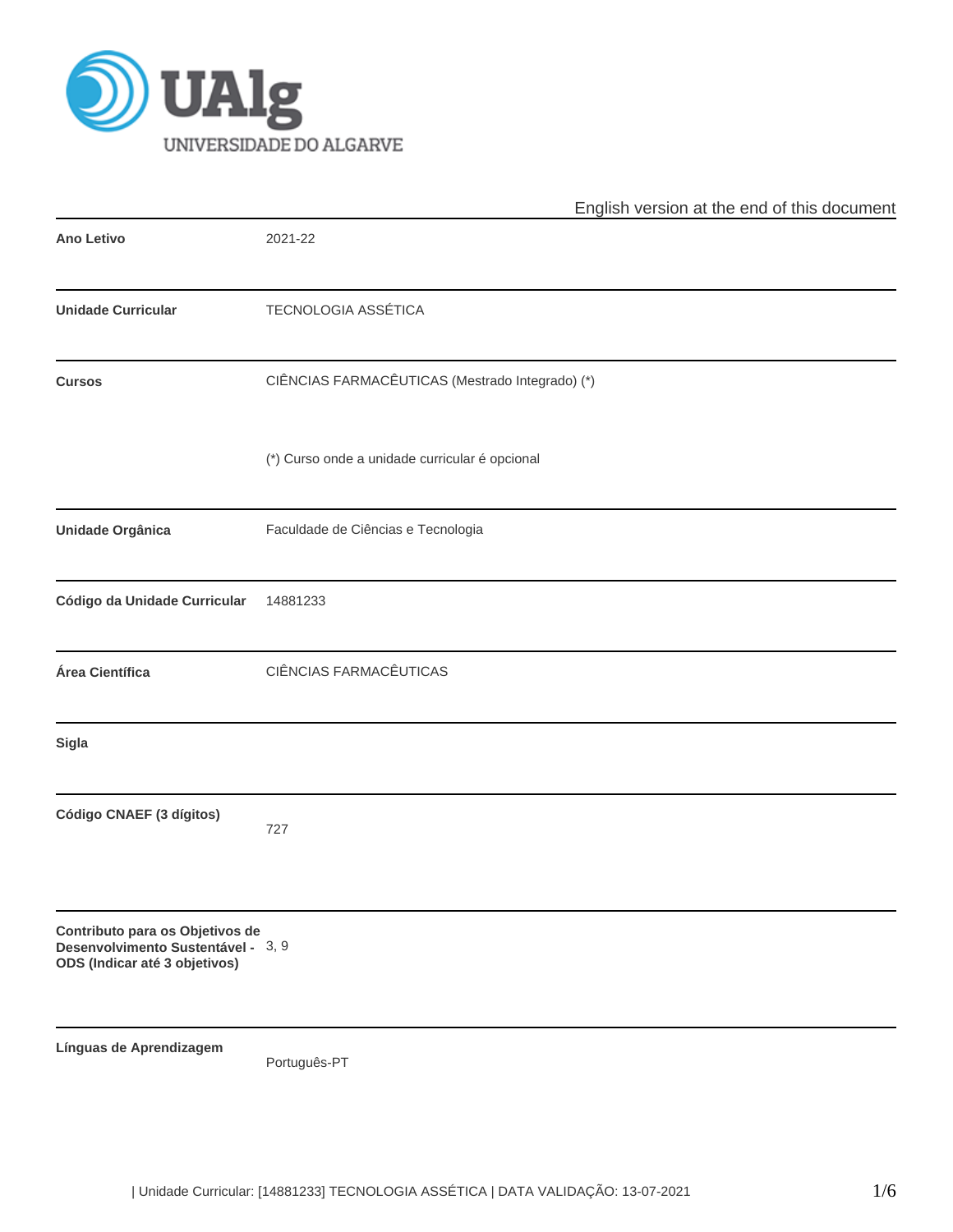English version at the end of this document

| | |
|---|---|
| **Ano Letivo** | 2021-22 |
| **Unidade Curricular** | TECNOLOGIA ASSÉTICA |
| **Cursos** | CIÊNCIAS FARMACÊUTICAS (Mestrado Integrado) (*)<br><br>(*) Curso onde a unidade curricular é opcional |
| **Unidade Orgânica** | Faculdade de Ciências e Tecnologia |
| **Código da Unidade Curricular** | 14881233 |
| **Área Científica** | CIÊNCIAS FARMACÊUTICAS |
| **Sigla** | |
| **Código CNAEF (3 dígitos)** | 727 |
| **Contributo para os Objetivos de Desenvolvimento Sustentável - ODS (Indicar até 3 objetivos)** | 3, 9 |
| **Línguas de Aprendizagem** | Português-PT |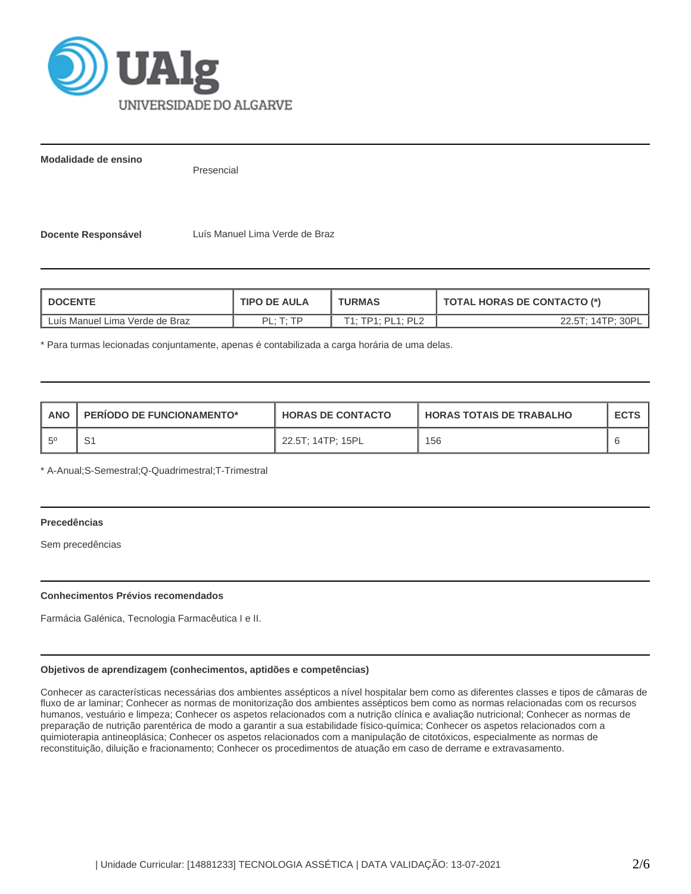**Modalidade de ensino**

Presencial

**Docente Responsável**

Luís Manuel Lima Verde de Braz

| DOCENTE | TIPO DE AULA | TURMAS | TOTAL HORAS DE CONTACTO (*) |
|---|---|---|---|
| Luís Manuel Lima Verde de Braz | PL; T; TP | T1; TP1; PL1; PL2 | 22.5T; 14TP; 30PL |

* Para turmas lecionadas conjuntamente, apenas é contabilizada a carga horária de uma delas.

| ANO | PERÍODO DE FUNCIONAMENTO* | HORAS DE CONTACTO | HORAS TOTAIS DE TRABALHO | ECTS |
|---|---|---|---|---|
| 5º | S1 | 22.5T; 14TP; 15PL | 156 | 6 |

* A-Anual;S-Semestral;Q-Quadrimestral;T-Trimestral

**Precedências**

Sem precedências

**Conhecimentos Prévios recomendados**

Farmácia Galénica, Tecnologia Farmacêutica I e II.

**Objetivos de aprendizagem (conhecimentos, aptidões e competências)**

Conhecer as características necessárias dos ambientes asséticos a nível hospitalar bem como as diferentes classes e tipos de câmaras de fluxo de ar laminar; Conhecer as normas de monitorização dos ambientes asséticos bem como as normas relacionadas com os recursos humanos, vestuário e limpeza; Conhecer os aspetos relacionados com a nutrição clínica e avaliação nutricional; Conhecer as normas de preparação de nutrição parentérica de modo a garantir a sua estabilidade físico-química; Conhecer os aspetos relacionados com a quimioterapia antineoplásica; Conhecer os aspetos relacionados com a manipulação de citotóxicos, especialmente as normas de reconstituição, diluição e fracionamento; Conhecer os procedimentos de atuação em caso de derrame e extravasamento.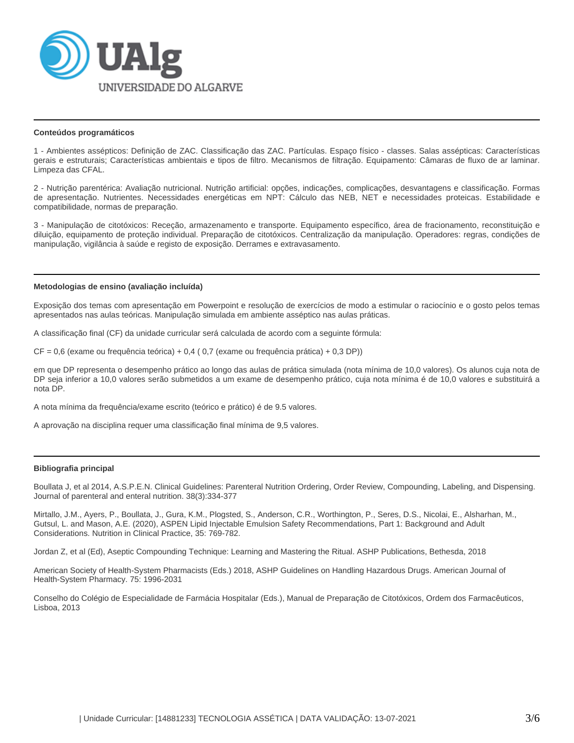### Conteúdos programáticos

1 - Ambientes asssépticos: Definição de ZAC. Classificação das ZAC. Partículas. Espaço físico - classes. Salas asssépticas: Características gerais e estruturais; Características ambientais e tipos de filtro. Mecanismos de filtração. Equipamento: Câmaras de fluxo de ar laminar. Limpeza das CFAL.

2 - Nutrição parentérica: Avaliação nutricional. Nutrição artificial: opções, indicações, complicações, desvantagens e classificação. Formas de apresentação. Nutrientes. Necessidades energéticas em NPT: Cálculo das NEB, NET e necessidades proteicas. Estabilidade e compatibilidade, normas de preparação.

3 - Manipulação de citotóxicos: Receção, armazenamento e transporte. Equipamento específico, área de fracionamento, reconstituição e diluição, equipamento de proteção individual. Preparação de citotóxicos. Centralização da manipulação. Operadores: regras, condições de manipulação, vigilância à saúde e registo de exposição. Derrames e extravasamento.

### Metodologias de ensino (avaliação incluída)

Exposição dos temas com apresentação em Powerpoint e resolução de exercícios de modo a estimular o raciocínio e o gosto pelos temas apresentados nas aulas teóricas. Manipulação simulada em ambiente asséptico nas aulas práticas.

A classificação final (CF) da unidade curricular será calculada de acordo com a seguinte fórmula:

CF = 0,6 (exame ou frequência teórica) + 0,4 ( 0,7 (exame ou frequência prática) + 0,3 DP))

em que DP representa o desempenho prático ao longo das aulas de prática simulada (nota mínima de 10,0 valores). Os alunos cuja nota de DP seja inferior a 10,0 valores serão submetidos a um exame de desempenho prático, cuja nota mínima é de 10,0 valores e substituirá a nota DP.

A nota mínima da frequência/exame escrito (teórico e prático) é de 9.5 valores.

A aprovação na disciplina requer uma classificação final mínima de 9,5 valores.

### Bibliografia principal

Boullata J, et al 2014, A.S.P.E.N. Clinical Guidelines: Parenteral Nutrition Ordering, Order Review, Compounding, Labeling, and Dispensing. Journal of parenteral and enteral nutrition. 38(3):334-377

Mirtallo, J.M., Ayers, P., Boullata, J., Gura, K.M., Plogsted, S., Anderson, C.R., Worthington, P., Seres, D.S., Nicolai, E., Alsharhan, M., Gutsul, L. and Mason, A.E. (2020), ASPEN Lipid Injectable Emulsion Safety Recommendations, Part 1: Background and Adult Considerations. Nutrition in Clinical Practice, 35: 769-782.

Jordan Z, et al (Ed), Aseptic Compounding Technique: Learning and Mastering the Ritual. ASHP Publications, Bethesda, 2018

American Society of Health-System Pharmacists (Eds.) 2018, ASHP Guidelines on Handling Hazardous Drugs. American Journal of Health-System Pharmacy. 75: 1996-2031

Conselho do Colégio de Especialidade de Farmácia Hospitalar (Eds.), Manual de Preparação de Citotóxicos, Ordem dos Farmacêuticos, Lisboa, 2013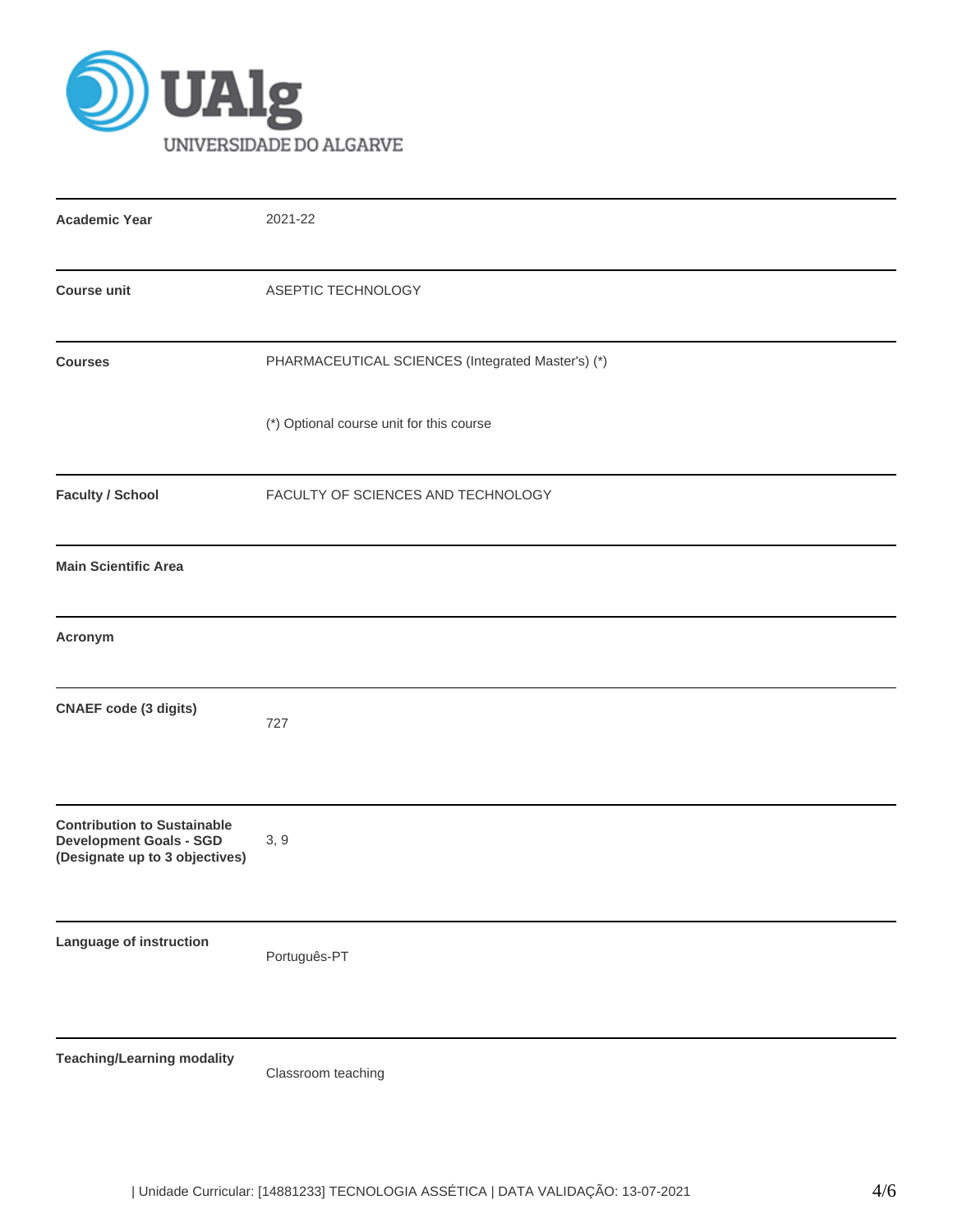UNIVERSIDADE DO ALGARVE

| | |
|---|---|
| **Academic Year** | 2021-22 |
| **Course unit** | ASEPTIC TECHNOLOGY |
| **Courses** | PHARMACEUTICAL SCIENCES (Integrated Master's) (*)<br><br>(*) Optional course unit for this course |
| **Faculty / School** | FACULTY OF SCIENCES AND TECHNOLOGY |
| **Main Scientific Area** | |
| **Acronym** | |
| **CNAEF code (3 digits)** | 727 |
| **Contribution to Sustainable Development Goals - SGD (Designate up to 3 objectives)** | 3, 9 |
| **Language of instruction** | Português-PT |
| **Teaching/Learning modality** | Classroom teaching |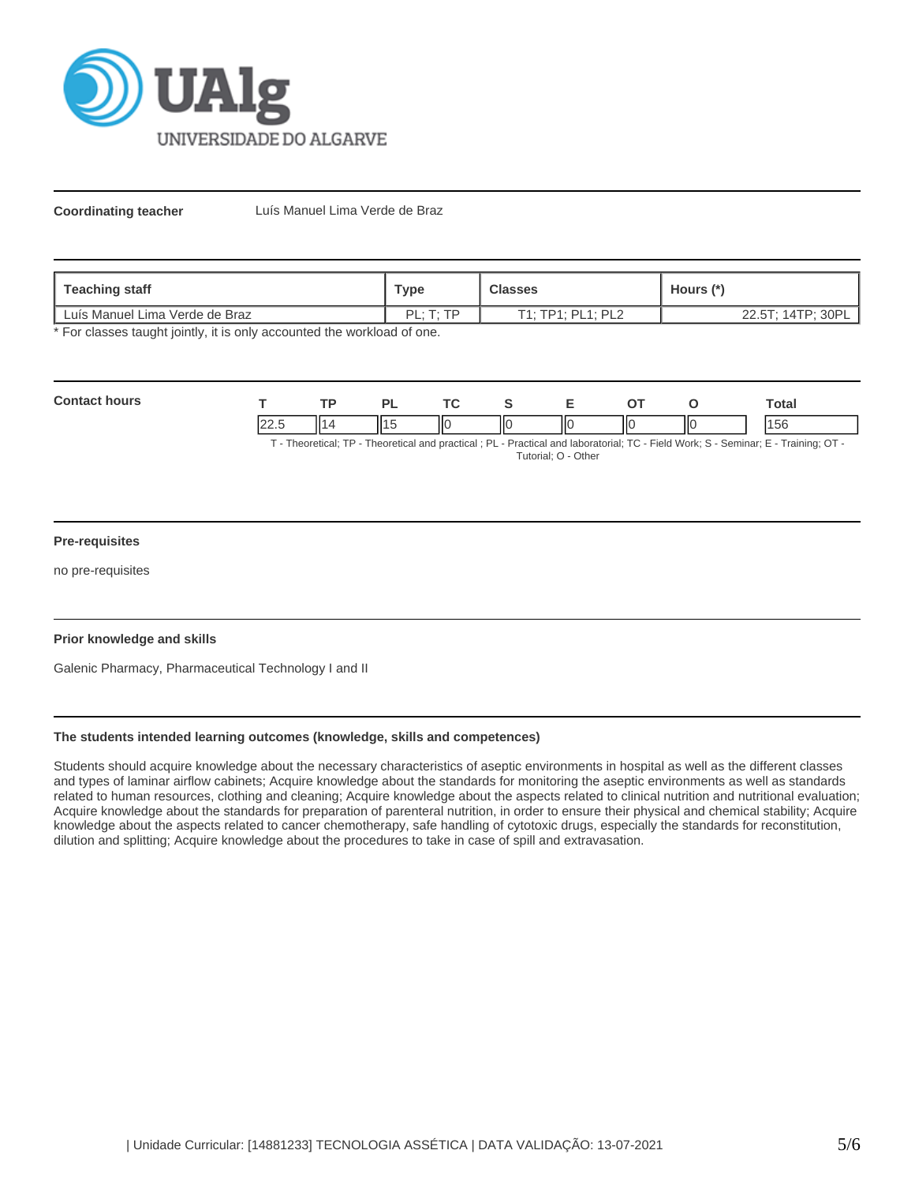**Coordinating teacher** Luís Manuel Lima Verde de Braz

| Teaching staff | Type | Classes | Hours (*) |
|---|---|---|---|
| Luís Manuel Lima Verde de Braz | PL; T; TP | T1; TP1; PL1; PL2 | 22.5T; 14TP; 30PL |

* For classes taught jointly, it is only accounted the workload of one.

**Contact hours**

| T | TP | PL | TC | S | E | OT | O | Total |
|---|---|---|---|---|---|---|---|---|
| 22.5 | 14 | 15 | 0 | 0 | 0 | 0 | 0 | 156 |

T - Theoretical; TP - Theoretical and practical ; PL - Practical and laboratorial; TC - Field Work; S - Seminar; E - Training; OT - Tutorial; O - Other

### Pre-requisites

no pre-requisites

### Prior knowledge and skills

Galenic Pharmacy, Pharmaceutical Technology I and II

### The students intended learning outcomes (knowledge, skills and competences)

Students should acquire knowledge about the necessary characteristics of aseptic environments in hospital as well as the different classes and types of laminar airflow cabinets; Acquire knowledge about the standards for monitoring the aseptic environments as well as standards related to human resources, clothing and cleaning; Acquire knowledge about the aspects related to clinical nutrition and nutritional evaluation; Acquire knowledge about the standards for preparation of parenteral nutrition, in order to ensure their physical and chemical stability; Acquire knowledge about the aspects related to cancer chemotherapy, safe handling of cytotoxic drugs, especially the standards for reconstitution, dilution and splitting; Acquire knowledge about the procedures to take in case of spill and extravasation.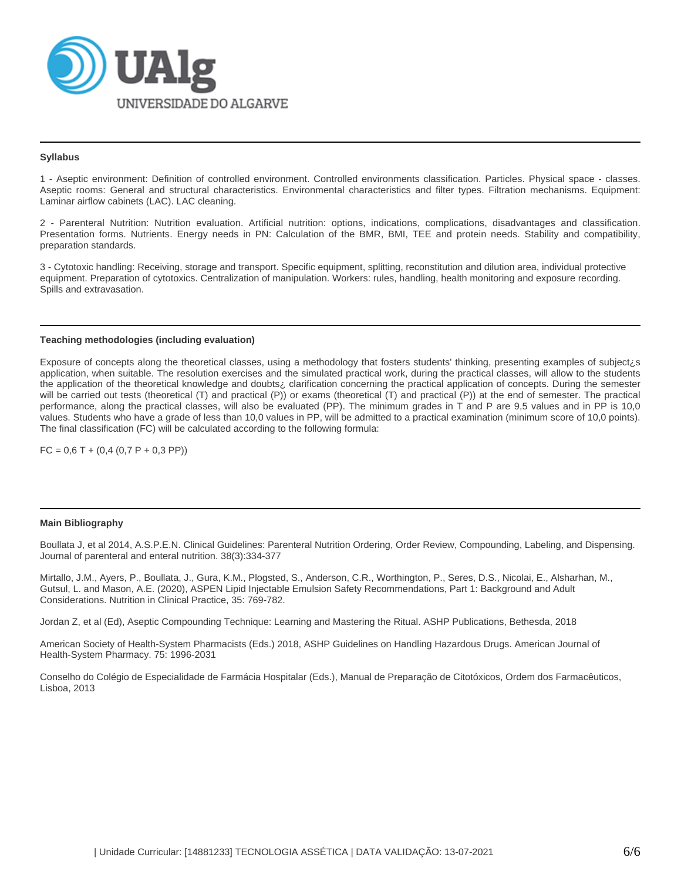### Syllabus

1 - Aseptic environment: Definition of controlled environment. Controlled environments classification. Particles. Physical space - classes. Aseptic rooms: General and structural characteristics. Environmental characteristics and filter types. Filtration mechanisms. Equipment: Laminar airflow cabinets (LAC). LAC cleaning.

2 - Parenteral Nutrition: Nutrition evaluation. Artificial nutrition: options, indications, complications, disadvantages and classification. Presentation forms. Nutrients. Energy needs in PN: Calculation of the BMR, BMI, TEE and protein needs. Stability and compatibility, preparation standards.

3 - Cytotoxic handling: Receiving, storage and transport. Specific equipment, splitting, reconstitution and dilution area, individual protective equipment. Preparation of cytotoxics. Centralization of manipulation. Workers: rules, handling, health monitoring and exposure recording. Spills and extravasation.

### Teaching methodologies (including evaluation)

Exposure of concepts along the theoretical classes, using a methodology that fosters students' thinking, presenting examples of subject¿s application, when suitable. The resolution exercises and the simulated practical work, during the practical classes, will allow to the students the application of the theoretical knowledge and doubts¿ clarification concerning the practical application of concepts. During the semester will be carried out tests (theoretical (T) and practical (P)) or exams (theoretical (T) and practical (P)) at the end of semester. The practical performance, along the practical classes, will also be evaluated (PP). The minimum grades in T and P are 9,5 values and in PP is 10,0 values. Students who have a grade of less than 10,0 values in PP, will be admitted to a practical examination (minimum score of 10,0 points). The final classification (FC) will be calculated according to the following formula:

FC = 0,6 T + (0,4 (0,7 P + 0,3 PP))

### Main Bibliography

Boullata J, et al 2014, A.S.P.E.N. Clinical Guidelines: Parenteral Nutrition Ordering, Order Review, Compounding, Labeling, and Dispensing. Journal of parenteral and enteral nutrition. 38(3):334-377

Mirtallo, J.M., Ayers, P., Boullata, J., Gura, K.M., Plogsted, S., Anderson, C.R., Worthington, P., Seres, D.S., Nicolai, E., Alsharhan, M., Gutsul, L. and Mason, A.E. (2020), ASPEN Lipid Injectable Emulsion Safety Recommendations, Part 1: Background and Adult Considerations. Nutrition in Clinical Practice, 35: 769-782.

Jordan Z, et al (Ed), Aseptic Compounding Technique: Learning and Mastering the Ritual. ASHP Publications, Bethesda, 2018

American Society of Health-System Pharmacists (Eds.) 2018, ASHP Guidelines on Handling Hazardous Drugs. American Journal of Health-System Pharmacy. 75: 1996-2031

Conselho do Colégio de Especialidade de Farmácia Hospitalar (Eds.), Manual de Preparação de Citotóxicos, Ordem dos Farmacêuticos, Lisboa, 2013